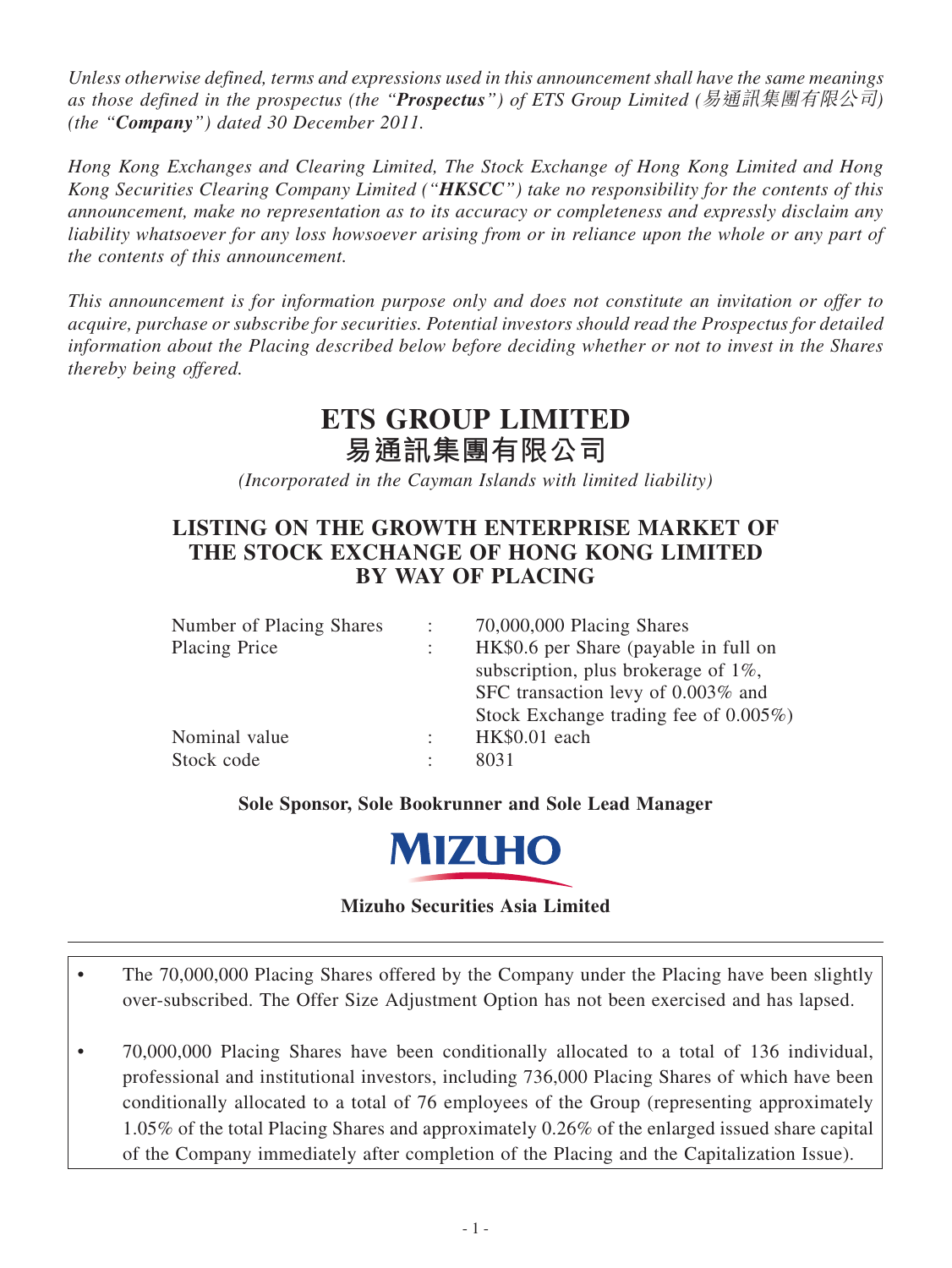*Unless otherwise defined, terms and expressions used in this announcement shall have the same meanings as those defined in the prospectus (the "**Prospectus**") of ETS Group Limited (易通訊集團有限公司) (the "**Company**") dated 30 December 2011.*

*Hong Kong Exchanges and Clearing Limited, The Stock Exchange of Hong Kong Limited and Hong Kong Securities Clearing Company Limited ("**HKSCC**") take no responsibility for the contents of this announcement, make no representation as to its accuracy or completeness and expressly disclaim any liability whatsoever for any loss howsoever arising from or in reliance upon the whole or any part of the contents of this announcement.*

*This announcement is for information purpose only and does not constitute an invitation or offer to acquire, purchase or subscribe for securities. Potential investors should read the Prospectus for detailed information about the Placing described below before deciding whether or not to invest in the Shares thereby being offered.*

# ETS GROUP LIMITED
# 易通訊集團有限公司

*(Incorporated in the Cayman Islands with limited liability)*

## LISTING ON THE GROWTH ENTERPRISE MARKET OF THE STOCK EXCHANGE OF HONG KONG LIMITED BY WAY OF PLACING

| | | |
|---|---|---|
| Number of Placing Shares | : | 70,000,000 Placing Shares |
| Placing Price | : | HK$0.6 per Share (payable in full on subscription, plus brokerage of 1%, SFC transaction levy of 0.003% and Stock Exchange trading fee of 0.005%) |
| Nominal value | : | HK$0.01 each |
| Stock code | : | 8031 |

**Sole Sponsor, Sole Bookrunner and Sole Lead Manager**

MIZUHO

**Mizuho Securities Asia Limited**

- The 70,000,000 Placing Shares offered by the Company under the Placing have been slightly over-subscribed. The Offer Size Adjustment Option has not been exercised and has lapsed.
- 70,000,000 Placing Shares have been conditionally allocated to a total of 136 individual, professional and institutional investors, including 736,000 Placing Shares of which have been conditionally allocated to a total of 76 employees of the Group (representing approximately 1.05% of the total Placing Shares and approximately 0.26% of the enlarged issued share capital of the Company immediately after completion of the Placing and the Capitalization Issue).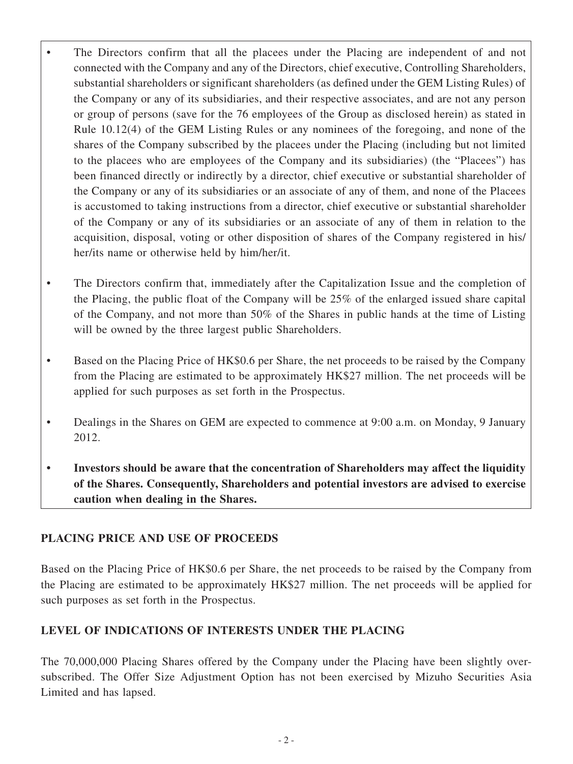- The Directors confirm that all the placees under the Placing are independent of and not connected with the Company and any of the Directors, chief executive, Controlling Shareholders, substantial shareholders or significant shareholders (as defined under the GEM Listing Rules) of the Company or any of its subsidiaries, and their respective associates, and are not any person or group of persons (save for the 76 employees of the Group as disclosed herein) as stated in Rule 10.12(4) of the GEM Listing Rules or any nominees of the foregoing, and none of the shares of the Company subscribed by the placees under the Placing (including but not limited to the placees who are employees of the Company and its subsidiaries) (the "Placees") has been financed directly or indirectly by a director, chief executive or substantial shareholder of the Company or any of its subsidiaries or an associate of any of them, and none of the Placees is accustomed to taking instructions from a director, chief executive or substantial shareholder of the Company or any of its subsidiaries or an associate of any of them in relation to the acquisition, disposal, voting or other disposition of shares of the Company registered in his/her/its name or otherwise held by him/her/it.
- The Directors confirm that, immediately after the Capitalization Issue and the completion of the Placing, the public float of the Company will be 25% of the enlarged issued share capital of the Company, and not more than 50% of the Shares in public hands at the time of Listing will be owned by the three largest public Shareholders.
- Based on the Placing Price of HK$0.6 per Share, the net proceeds to be raised by the Company from the Placing are estimated to be approximately HK$27 million. The net proceeds will be applied for such purposes as set forth in the Prospectus.
- Dealings in the Shares on GEM are expected to commence at 9:00 a.m. on Monday, 9 January 2012.
- **Investors should be aware that the concentration of Shareholders may affect the liquidity of the Shares. Consequently, Shareholders and potential investors are advised to exercise caution when dealing in the Shares.**

## PLACING PRICE AND USE OF PROCEEDS

Based on the Placing Price of HK$0.6 per Share, the net proceeds to be raised by the Company from the Placing are estimated to be approximately HK$27 million. The net proceeds will be applied for such purposes as set forth in the Prospectus.

## LEVEL OF INDICATIONS OF INTERESTS UNDER THE PLACING

The 70,000,000 Placing Shares offered by the Company under the Placing have been slightly over-subscribed. The Offer Size Adjustment Option has not been exercised by Mizuho Securities Asia Limited and has lapsed.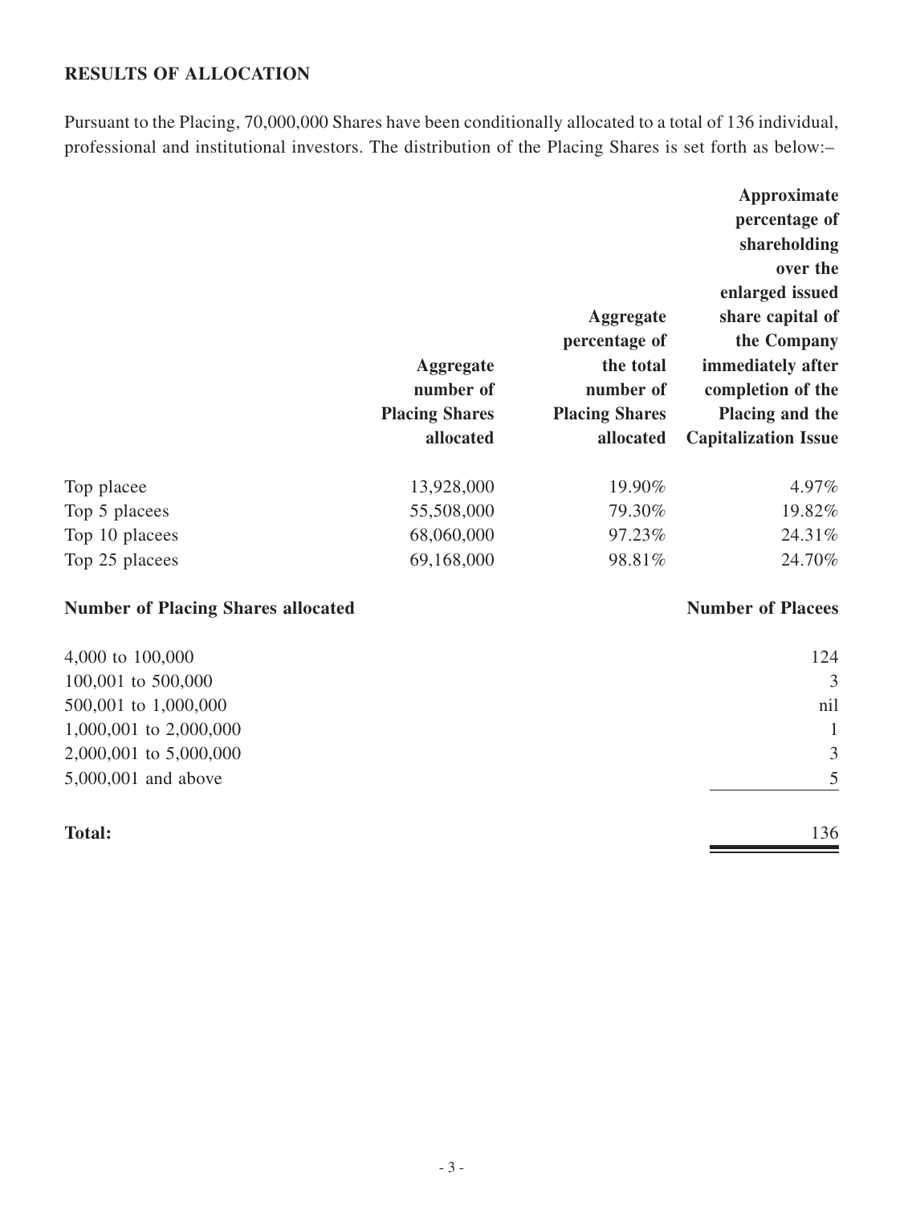**RESULTS OF ALLOCATION**

Pursuant to the Placing, 70,000,000 Shares have been conditionally allocated to a total of 136 individual, professional and institutional investors. The distribution of the Placing Shares is set forth as below:–

| | Aggregate number of Placing Shares allocated | Aggregate percentage of the total number of Placing Shares allocated | Approximate percentage of shareholding over the enlarged issued share capital of the Company immediately after completion of the Placing and the Capitalization Issue |
|---|---|---|---|
| Top placee | 13,928,000 | 19.90% | 4.97% |
| Top 5 placees | 55,508,000 | 79.30% | 19.82% |
| Top 10 placees | 68,060,000 | 97.23% | 24.31% |
| Top 25 placees | 69,168,000 | 98.81% | 24.70% |

| Number of Placing Shares allocated | Number of Placees |
|---|---|
| 4,000 to 100,000 | 124 |
| 100,001 to 500,000 | 3 |
| 500,001 to 1,000,000 | nil |
| 1,000,001 to 2,000,000 | 1 |
| 2,000,001 to 5,000,000 | 3 |
| 5,000,001 and above | 5 |
| **Total:** | 136 |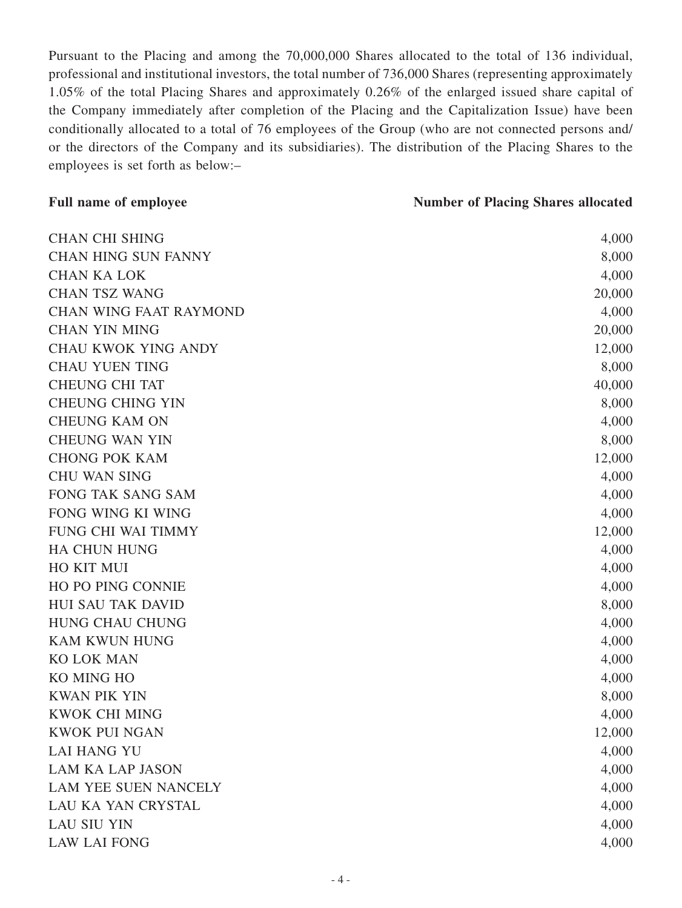Pursuant to the Placing and among the 70,000,000 Shares allocated to the total of 136 individual, professional and institutional investors, the total number of 736,000 Shares (representing approximately 1.05% of the total Placing Shares and approximately 0.26% of the enlarged issued share capital of the Company immediately after completion of the Placing and the Capitalization Issue) have been conditionally allocated to a total of 76 employees of the Group (who are not connected persons and/or the directors of the Company and its subsidiaries). The distribution of the Placing Shares to the employees is set forth as below:–

| Full name of employee | Number of Placing Shares allocated |
|---|---|
| CHAN CHI SHING | 4,000 |
| CHAN HING SUN FANNY | 8,000 |
| CHAN KA LOK | 4,000 |
| CHAN TSZ WANG | 20,000 |
| CHAN WING FAAT RAYMOND | 4,000 |
| CHAN YIN MING | 20,000 |
| CHAU KWOK YING ANDY | 12,000 |
| CHAU YUEN TING | 8,000 |
| CHEUNG CHI TAT | 40,000 |
| CHEUNG CHING YIN | 8,000 |
| CHEUNG KAM ON | 4,000 |
| CHEUNG WAN YIN | 8,000 |
| CHONG POK KAM | 12,000 |
| CHU WAN SING | 4,000 |
| FONG TAK SANG SAM | 4,000 |
| FONG WING KI WING | 4,000 |
| FUNG CHI WAI TIMMY | 12,000 |
| HA CHUN HUNG | 4,000 |
| HO KIT MUI | 4,000 |
| HO PO PING CONNIE | 4,000 |
| HUI SAU TAK DAVID | 8,000 |
| HUNG CHAU CHUNG | 4,000 |
| KAM KWUN HUNG | 4,000 |
| KO LOK MAN | 4,000 |
| KO MING HO | 4,000 |
| KWAN PIK YIN | 8,000 |
| KWOK CHI MING | 4,000 |
| KWOK PUI NGAN | 12,000 |
| LAI HANG YU | 4,000 |
| LAM KA LAP JASON | 4,000 |
| LAM YEE SUEN NANCELY | 4,000 |
| LAU KA YAN CRYSTAL | 4,000 |
| LAU SIU YIN | 4,000 |
| LAW LAI FONG | 4,000 |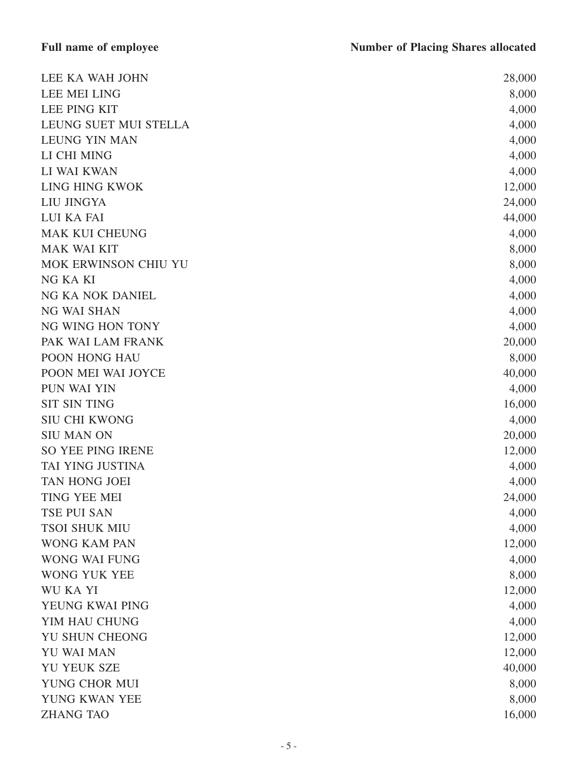| Full name of employee | Number of Placing Shares allocated |
|---|---|
| LEE KA WAH JOHN | 28,000 |
| LEE MEI LING | 8,000 |
| LEE PING KIT | 4,000 |
| LEUNG SUET MUI STELLA | 4,000 |
| LEUNG YIN MAN | 4,000 |
| LI CHI MING | 4,000 |
| LI WAI KWAN | 4,000 |
| LING HING KWOK | 12,000 |
| LIU JINGYA | 24,000 |
| LUI KA FAI | 44,000 |
| MAK KUI CHEUNG | 4,000 |
| MAK WAI KIT | 8,000 |
| MOK ERWINSON CHIU YU | 8,000 |
| NG KA KI | 4,000 |
| NG KA NOK DANIEL | 4,000 |
| NG WAI SHAN | 4,000 |
| NG WING HON TONY | 4,000 |
| PAK WAI LAM FRANK | 20,000 |
| POON HONG HAU | 8,000 |
| POON MEI WAI JOYCE | 40,000 |
| PUN WAI YIN | 4,000 |
| SIT SIN TING | 16,000 |
| SIU CHI KWONG | 4,000 |
| SIU MAN ON | 20,000 |
| SO YEE PING IRENE | 12,000 |
| TAI YING JUSTINA | 4,000 |
| TAN HONG JOEI | 4,000 |
| TING YEE MEI | 24,000 |
| TSE PUI SAN | 4,000 |
| TSOI SHUK MIU | 4,000 |
| WONG KAM PAN | 12,000 |
| WONG WAI FUNG | 4,000 |
| WONG YUK YEE | 8,000 |
| WU KA YI | 12,000 |
| YEUNG KWAI PING | 4,000 |
| YIM HAU CHUNG | 4,000 |
| YU SHUN CHEONG | 12,000 |
| YU WAI MAN | 12,000 |
| YU YEUK SZE | 40,000 |
| YUNG CHOR MUI | 8,000 |
| YUNG KWAN YEE | 8,000 |
| ZHANG TAO | 16,000 |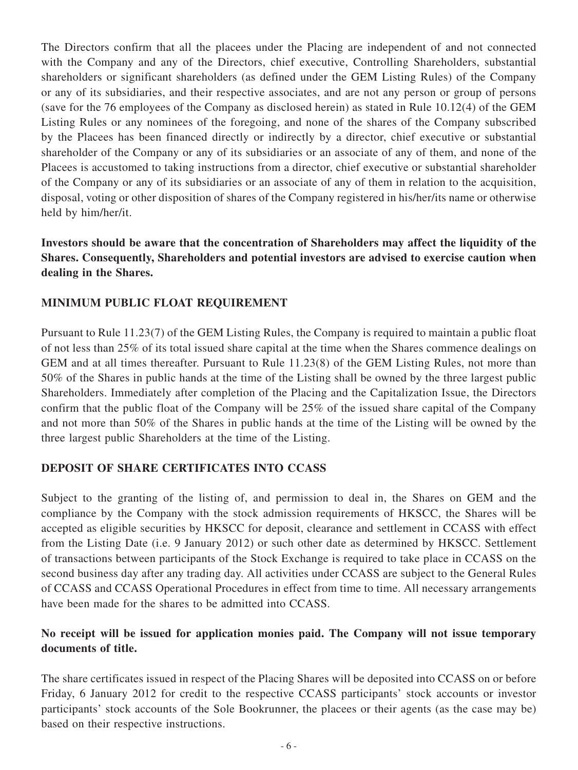The Directors confirm that all the placees under the Placing are independent of and not connected with the Company and any of the Directors, chief executive, Controlling Shareholders, substantial shareholders or significant shareholders (as defined under the GEM Listing Rules) of the Company or any of its subsidiaries, and their respective associates, and are not any person or group of persons (save for the 76 employees of the Company as disclosed herein) as stated in Rule 10.12(4) of the GEM Listing Rules or any nominees of the foregoing, and none of the shares of the Company subscribed by the Placees has been financed directly or indirectly by a director, chief executive or substantial shareholder of the Company or any of its subsidiaries or an associate of any of them, and none of the Placees is accustomed to taking instructions from a director, chief executive or substantial shareholder of the Company or any of its subsidiaries or an associate of any of them in relation to the acquisition, disposal, voting or other disposition of shares of the Company registered in his/her/its name or otherwise held by him/her/it.

**Investors should be aware that the concentration of Shareholders may affect the liquidity of the Shares. Consequently, Shareholders and potential investors are advised to exercise caution when dealing in the Shares.**

## MINIMUM PUBLIC FLOAT REQUIREMENT

Pursuant to Rule 11.23(7) of the GEM Listing Rules, the Company is required to maintain a public float of not less than 25% of its total issued share capital at the time when the Shares commence dealings on GEM and at all times thereafter. Pursuant to Rule 11.23(8) of the GEM Listing Rules, not more than 50% of the Shares in public hands at the time of the Listing shall be owned by the three largest public Shareholders. Immediately after completion of the Placing and the Capitalization Issue, the Directors confirm that the public float of the Company will be 25% of the issued share capital of the Company and not more than 50% of the Shares in public hands at the time of the Listing will be owned by the three largest public Shareholders at the time of the Listing.

## DEPOSIT OF SHARE CERTIFICATES INTO CCASS

Subject to the granting of the listing of, and permission to deal in, the Shares on GEM and the compliance by the Company with the stock admission requirements of HKSCC, the Shares will be accepted as eligible securities by HKSCC for deposit, clearance and settlement in CCASS with effect from the Listing Date (i.e. 9 January 2012) or such other date as determined by HKSCC. Settlement of transactions between participants of the Stock Exchange is required to take place in CCASS on the second business day after any trading day. All activities under CCASS are subject to the General Rules of CCASS and CCASS Operational Procedures in effect from time to time. All necessary arrangements have been made for the shares to be admitted into CCASS.

**No receipt will be issued for application monies paid. The Company will not issue temporary documents of title.**

The share certificates issued in respect of the Placing Shares will be deposited into CCASS on or before Friday, 6 January 2012 for credit to the respective CCASS participants' stock accounts or investor participants' stock accounts of the Sole Bookrunner, the placees or their agents (as the case may be) based on their respective instructions.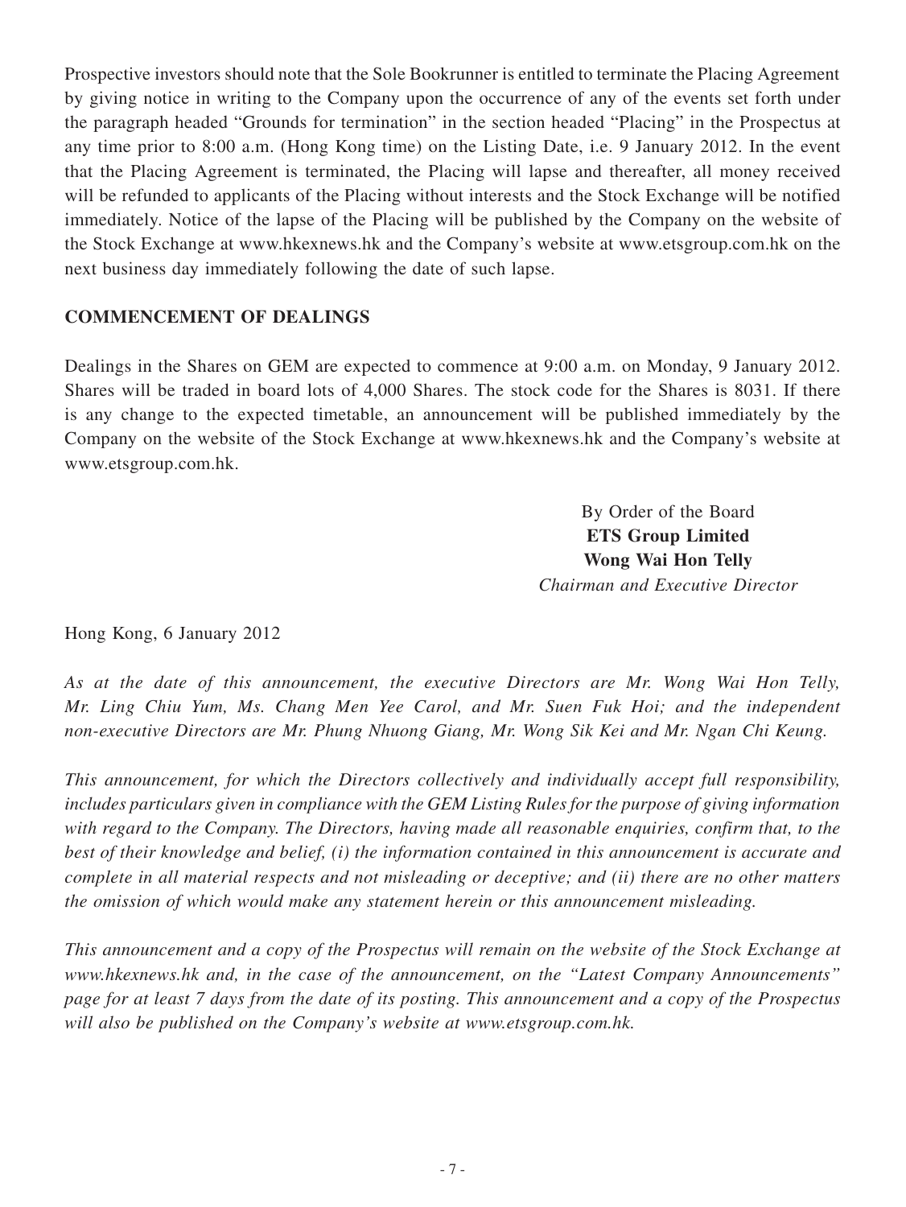Prospective investors should note that the Sole Bookrunner is entitled to terminate the Placing Agreement by giving notice in writing to the Company upon the occurrence of any of the events set forth under the paragraph headed "Grounds for termination" in the section headed "Placing" in the Prospectus at any time prior to 8:00 a.m. (Hong Kong time) on the Listing Date, i.e. 9 January 2012. In the event that the Placing Agreement is terminated, the Placing will lapse and thereafter, all money received will be refunded to applicants of the Placing without interests and the Stock Exchange will be notified immediately. Notice of the lapse of the Placing will be published by the Company on the website of the Stock Exchange at www.hkexnews.hk and the Company's website at www.etsgroup.com.hk on the next business day immediately following the date of such lapse.

## COMMENCEMENT OF DEALINGS

Dealings in the Shares on GEM are expected to commence at 9:00 a.m. on Monday, 9 January 2012. Shares will be traded in board lots of 4,000 Shares. The stock code for the Shares is 8031. If there is any change to the expected timetable, an announcement will be published immediately by the Company on the website of the Stock Exchange at www.hkexnews.hk and the Company's website at www.etsgroup.com.hk.

By Order of the Board
**ETS Group Limited**
**Wong Wai Hon Telly**
*Chairman and Executive Director*

Hong Kong, 6 January 2012

*As at the date of this announcement, the executive Directors are Mr. Wong Wai Hon Telly, Mr. Ling Chiu Yum, Ms. Chang Men Yee Carol, and Mr. Suen Fuk Hoi; and the independent non-executive Directors are Mr. Phung Nhuong Giang, Mr. Wong Sik Kei and Mr. Ngan Chi Keung.*

*This announcement, for which the Directors collectively and individually accept full responsibility, includes particulars given in compliance with the GEM Listing Rules for the purpose of giving information with regard to the Company. The Directors, having made all reasonable enquiries, confirm that, to the best of their knowledge and belief, (i) the information contained in this announcement is accurate and complete in all material respects and not misleading or deceptive; and (ii) there are no other matters the omission of which would make any statement herein or this announcement misleading.*

*This announcement and a copy of the Prospectus will remain on the website of the Stock Exchange at www.hkexnews.hk and, in the case of the announcement, on the "Latest Company Announcements" page for at least 7 days from the date of its posting. This announcement and a copy of the Prospectus will also be published on the Company's website at www.etsgroup.com.hk.*